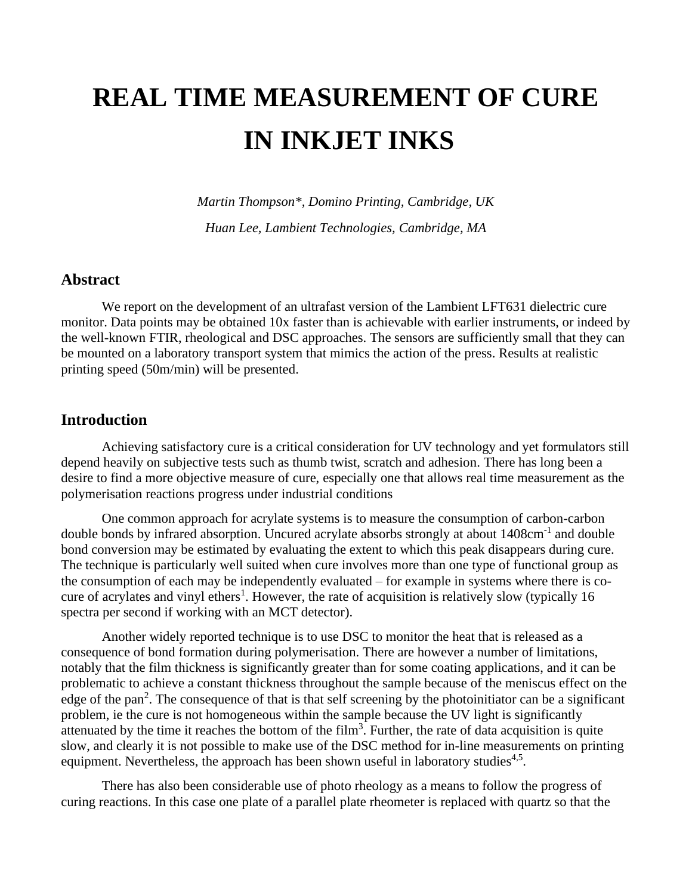# REAL TIME MEASUREMENT OF CURE IN INKJET INKS

*Martin Thompson\*, Domino Printing, Cambridge, UK*

*Huan Lee, Lambient Technologies, Cambridge, MA*

## Abstract

We report on the development of an ultrafast version of the Lambient LFT631 dielectric cure monitor. Data points may be obtained 10x faster than is achievable with earlier instruments, or indeed by the well-known FTIR, rheological and DSC approaches. The sensors are sufficiently small that they can be mounted on a laboratory transport system that mimics the action of the press. Results at realistic printing speed (50m/min) will be presented.

## Introduction

Achieving satisfactory cure is a critical consideration for UV technology and yet formulators still depend heavily on subjective tests such as thumb twist, scratch and adhesion. There has long been a desire to find a more objective measure of cure, especially one that allows real time measurement as the polymerisation reactions progress under industrial conditions

One common approach for acrylate systems is to measure the consumption of carbon-carbon double bonds by infrared absorption. Uncured acrylate absorbs strongly at about $1408cm^{-1}$ and double bond conversion may be estimated by evaluating the extent to which this peak disappears during cure. The technique is particularly well suited when cure involves more than one type of functional group as the consumption of each may be independently evaluated – for example in systems where there is co-cure of acrylates and vinyl ethers[1]. However, the rate of acquisition is relatively slow (typically 16 spectra per second if working with an MCT detector).

Another widely reported technique is to use DSC to monitor the heat that is released as a consequence of bond formation during polymerisation. There are however a number of limitations, notably that the film thickness is significantly greater than for some coating applications, and it can be problematic to achieve a constant thickness throughout the sample because of the meniscus effect on the edge of the pan[2]. The consequence of that is that self screening by the photoinitiator can be a significant problem, ie the cure is not homogeneous within the sample because the UV light is significantly attenuated by the time it reaches the bottom of the film[3]. Further, the rate of data acquisition is quite slow, and clearly it is not possible to make use of the DSC method for in-line measurements on printing equipment. Nevertheless, the approach has been shown useful in laboratory studies[4,5].

There has also been considerable use of photo rheology as a means to follow the progress of curing reactions. In this case one plate of a parallel plate rheometer is replaced with quartz so that the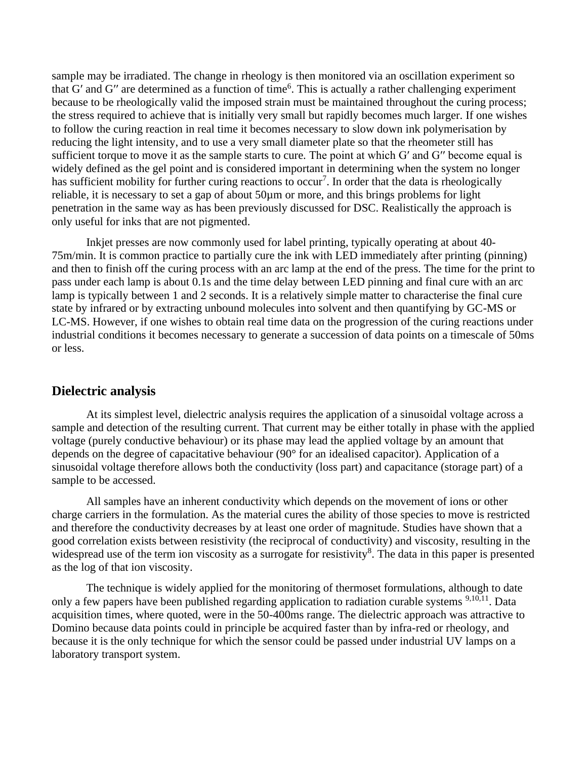sample may be irradiated. The change in rheology is then monitored via an oscillation experiment so that G′ and G′′ are determined as a function of time[6]. This is actually a rather challenging experiment because to be rheologically valid the imposed strain must be maintained throughout the curing process; the stress required to achieve that is initially very small but rapidly becomes much larger. If one wishes to follow the curing reaction in real time it becomes necessary to slow down ink polymerisation by reducing the light intensity, and to use a very small diameter plate so that the rheometer still has sufficient torque to move it as the sample starts to cure. The point at which G′ and G′′ become equal is widely defined as the gel point and is considered important in determining when the system no longer has sufficient mobility for further curing reactions to occur[7]. In order that the data is rheologically reliable, it is necessary to set a gap of about 50µm or more, and this brings problems for light penetration in the same way as has been previously discussed for DSC. Realistically the approach is only useful for inks that are not pigmented.

Inkjet presses are now commonly used for label printing, typically operating at about 40-75m/min. It is common practice to partially cure the ink with LED immediately after printing (pinning) and then to finish off the curing process with an arc lamp at the end of the press. The time for the print to pass under each lamp is about 0.1s and the time delay between LED pinning and final cure with an arc lamp is typically between 1 and 2 seconds. It is a relatively simple matter to characterise the final cure state by infrared or by extracting unbound molecules into solvent and then quantifying by GC-MS or LC-MS. However, if one wishes to obtain real time data on the progression of the curing reactions under industrial conditions it becomes necessary to generate a succession of data points on a timescale of 50ms or less.

## Dielectric analysis

At its simplest level, dielectric analysis requires the application of a sinusoidal voltage across a sample and detection of the resulting current. That current may be either totally in phase with the applied voltage (purely conductive behaviour) or its phase may lead the applied voltage by an amount that depends on the degree of capacitative behaviour (90° for an idealised capacitor). Application of a sinusoidal voltage therefore allows both the conductivity (loss part) and capacitance (storage part) of a sample to be accessed.

All samples have an inherent conductivity which depends on the movement of ions or other charge carriers in the formulation. As the material cures the ability of those species to move is restricted and therefore the conductivity decreases by at least one order of magnitude. Studies have shown that a good correlation exists between resistivity (the reciprocal of conductivity) and viscosity, resulting in the widespread use of the term ion viscosity as a surrogate for resistivity[8]. The data in this paper is presented as the log of that ion viscosity.

The technique is widely applied for the monitoring of thermoset formulations, although to date only a few papers have been published regarding application to radiation curable systems [9,10,11]. Data acquisition times, where quoted, were in the 50-400ms range. The dielectric approach was attractive to Domino because data points could in principle be acquired faster than by infra-red or rheology, and because it is the only technique for which the sensor could be passed under industrial UV lamps on a laboratory transport system.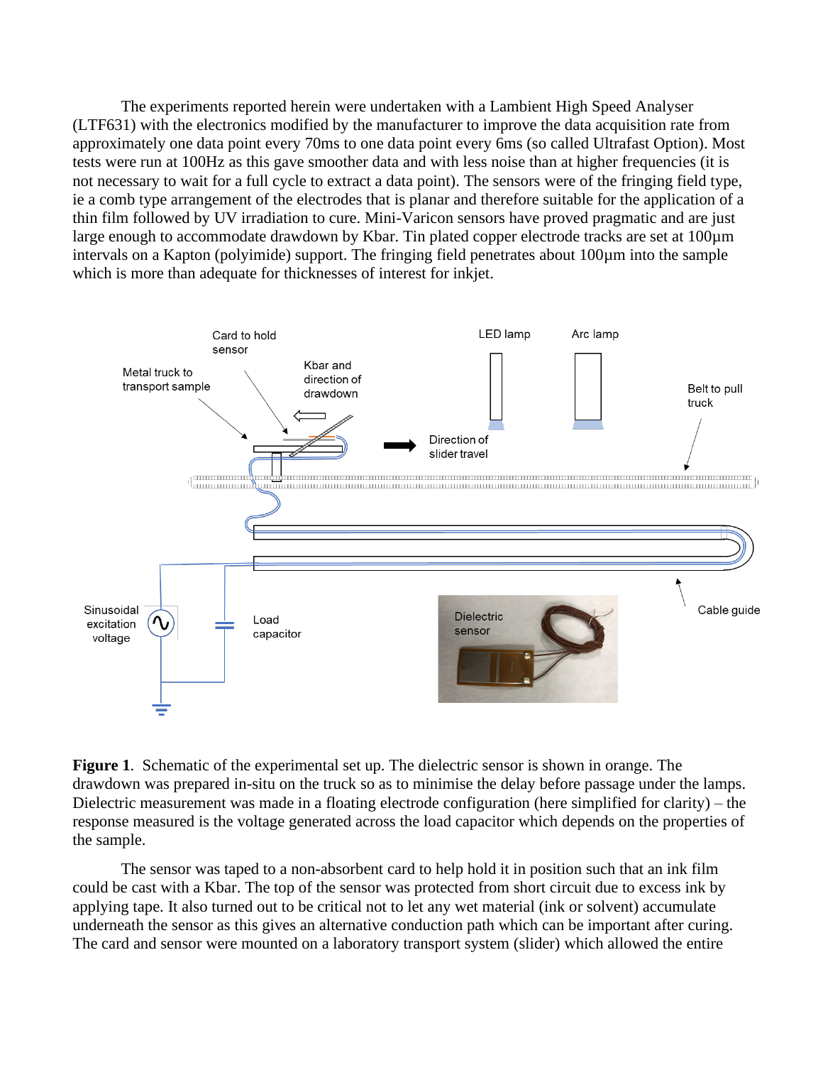The experiments reported herein were undertaken with a Lambient High Speed Analyser (LTF631) with the electronics modified by the manufacturer to improve the data acquisition rate from approximately one data point every 70ms to one data point every 6ms (so called Ultrafast Option). Most tests were run at 100Hz as this gave smoother data and with less noise than at higher frequencies (it is not necessary to wait for a full cycle to extract a data point). The sensors were of the fringing field type, ie a comb type arrangement of the electrodes that is planar and therefore suitable for the application of a thin film followed by UV irradiation to cure. Mini-Varicon sensors have proved pragmatic and are just large enough to accommodate drawdown by Kbar. Tin plated copper electrode tracks are set at 100µm intervals on a Kapton (polyimide) support. The fringing field penetrates about 100µm into the sample which is more than adequate for thicknesses of interest for inkjet.

**Figure 1**. Schematic of the experimental set up. The dielectric sensor is shown in orange. The drawdown was prepared in-situ on the truck so as to minimise the delay before passage under the lamps. Dielectric measurement was made in a floating electrode configuration (here simplified for clarity) – the response measured is the voltage generated across the load capacitor which depends on the properties of the sample.

The sensor was taped to a non-absorbent card to help hold it in position such that an ink film could be cast with a Kbar. The top of the sensor was protected from short circuit due to excess ink by applying tape. It also turned out to be critical not to let any wet material (ink or solvent) accumulate underneath the sensor as this gives an alternative conduction path which can be important after curing. The card and sensor were mounted on a laboratory transport system (slider) which allowed the entire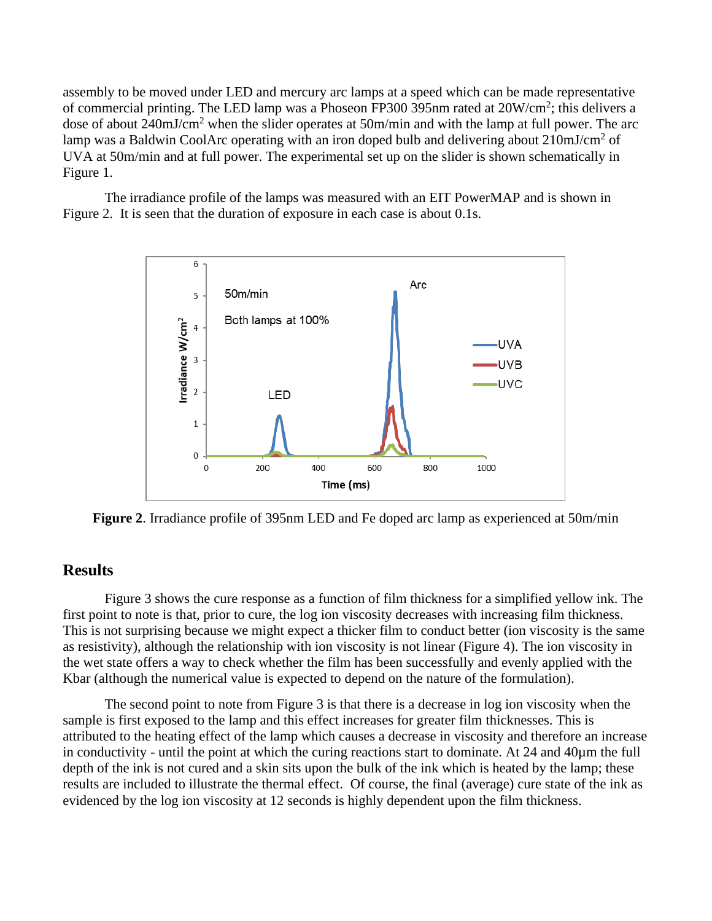assembly to be moved under LED and mercury arc lamps at a speed which can be made representative of commercial printing. The LED lamp was a Phoseon FP300 395nm rated at $20W/cm^2$; this delivers a dose of about $240mJ/cm^2$ when the slider operates at 50m/min and with the lamp at full power. The arc lamp was a Baldwin CoolArc operating with an iron doped bulb and delivering about $210mJ/cm^2$ of UVA at 50m/min and at full power. The experimental set up on the slider is shown schematically in Figure 1.

The irradiance profile of the lamps was measured with an EIT PowerMAP and is shown in Figure 2. It is seen that the duration of exposure in each case is about 0.1s.

**Figure 2**. Irradiance profile of 395nm LED and Fe doped arc lamp as experienced at 50m/min

## Results

Figure 3 shows the cure response as a function of film thickness for a simplified yellow ink. The first point to note is that, prior to cure, the log ion viscosity decreases with increasing film thickness. This is not surprising because we might expect a thicker film to conduct better (ion viscosity is the same as resistivity), although the relationship with ion viscosity is not linear (Figure 4). The ion viscosity in the wet state offers a way to check whether the film has been successfully and evenly applied with the Kbar (although the numerical value is expected to depend on the nature of the formulation).

The second point to note from Figure 3 is that there is a decrease in log ion viscosity when the sample is first exposed to the lamp and this effect increases for greater film thicknesses. This is attributed to the heating effect of the lamp which causes a decrease in viscosity and therefore an increase in conductivity - until the point at which the curing reactions start to dominate. At 24 and 40μm the full depth of the ink is not cured and a skin sits upon the bulk of the ink which is heated by the lamp; these results are included to illustrate the thermal effect. Of course, the final (average) cure state of the ink as evidenced by the log ion viscosity at 12 seconds is highly dependent upon the film thickness.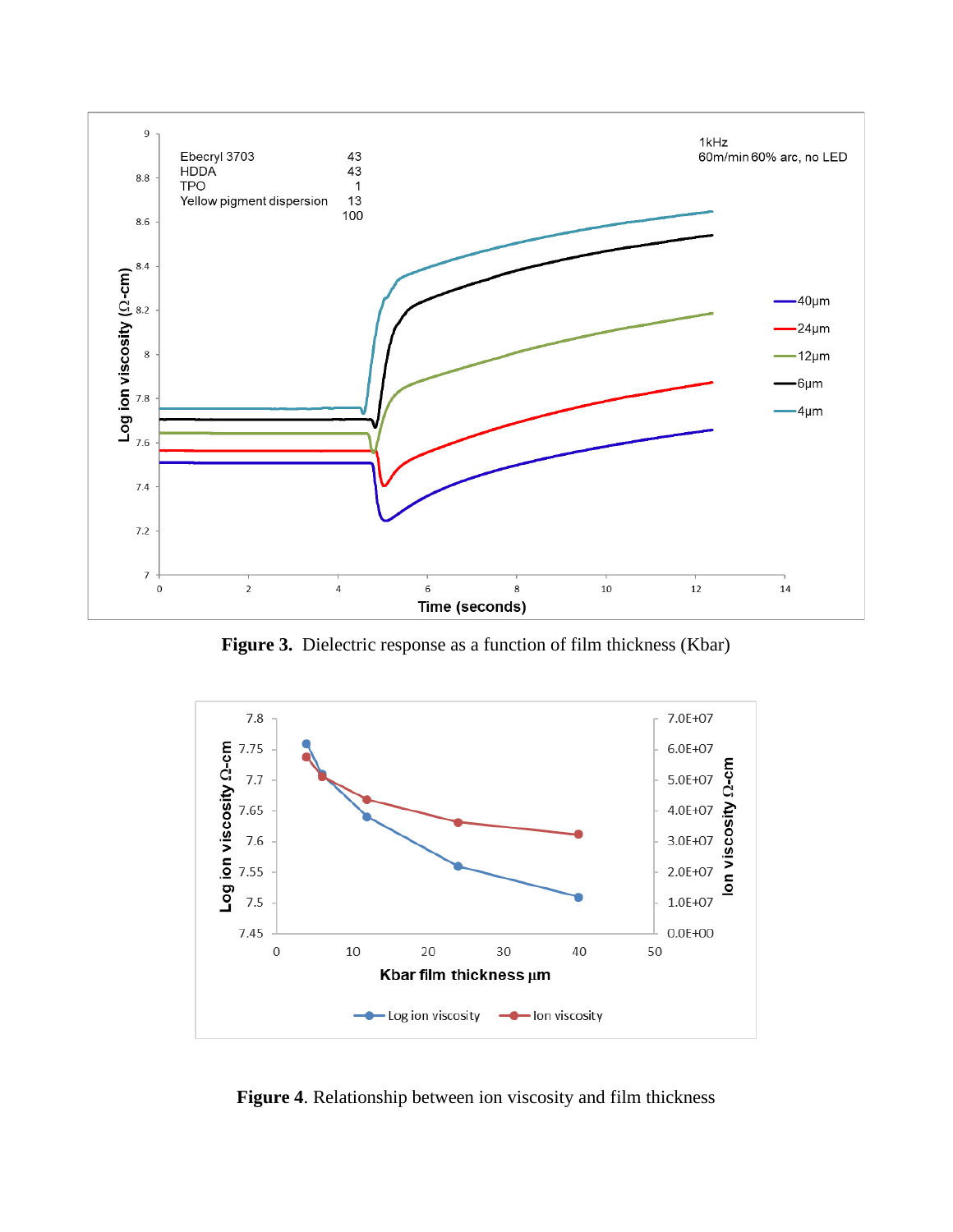Figure 3. Dielectric response as a function of film thickness (Kbar)

Figure 4. Relationship between ion viscosity and film thickness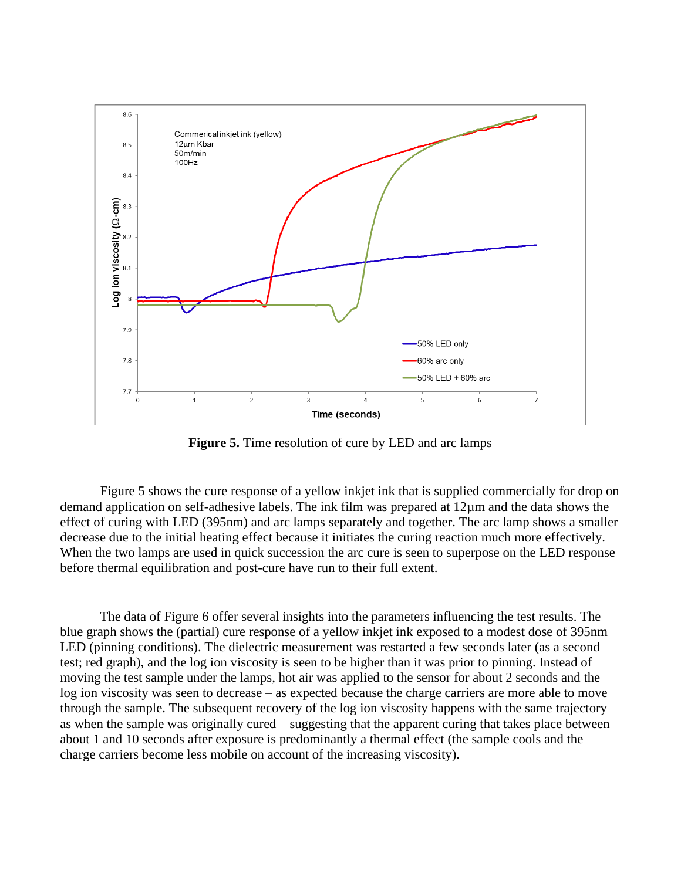**Figure 5.** Time resolution of cure by LED and arc lamps

Figure 5 shows the cure response of a yellow inkjet ink that is supplied commercially for drop on demand application on self-adhesive labels. The ink film was prepared at 12µm and the data shows the effect of curing with LED (395nm) and arc lamps separately and together. The arc lamp shows a smaller decrease due to the initial heating effect because it initiates the curing reaction much more effectively. When the two lamps are used in quick succession the arc cure is seen to superpose on the LED response before thermal equilibration and post-cure have run to their full extent.

The data of Figure 6 offer several insights into the parameters influencing the test results. The blue graph shows the (partial) cure response of a yellow inkjet ink exposed to a modest dose of 395nm LED (pinning conditions). The dielectric measurement was restarted a few seconds later (as a second test; red graph), and the log ion viscosity is seen to be higher than it was prior to pinning. Instead of moving the test sample under the lamps, hot air was applied to the sensor for about 2 seconds and the log ion viscosity was seen to decrease – as expected because the charge carriers are more able to move through the sample. The subsequent recovery of the log ion viscosity happens with the same trajectory as when the sample was originally cured – suggesting that the apparent curing that takes place between about 1 and 10 seconds after exposure is predominantly a thermal effect (the sample cools and the charge carriers become less mobile on account of the increasing viscosity).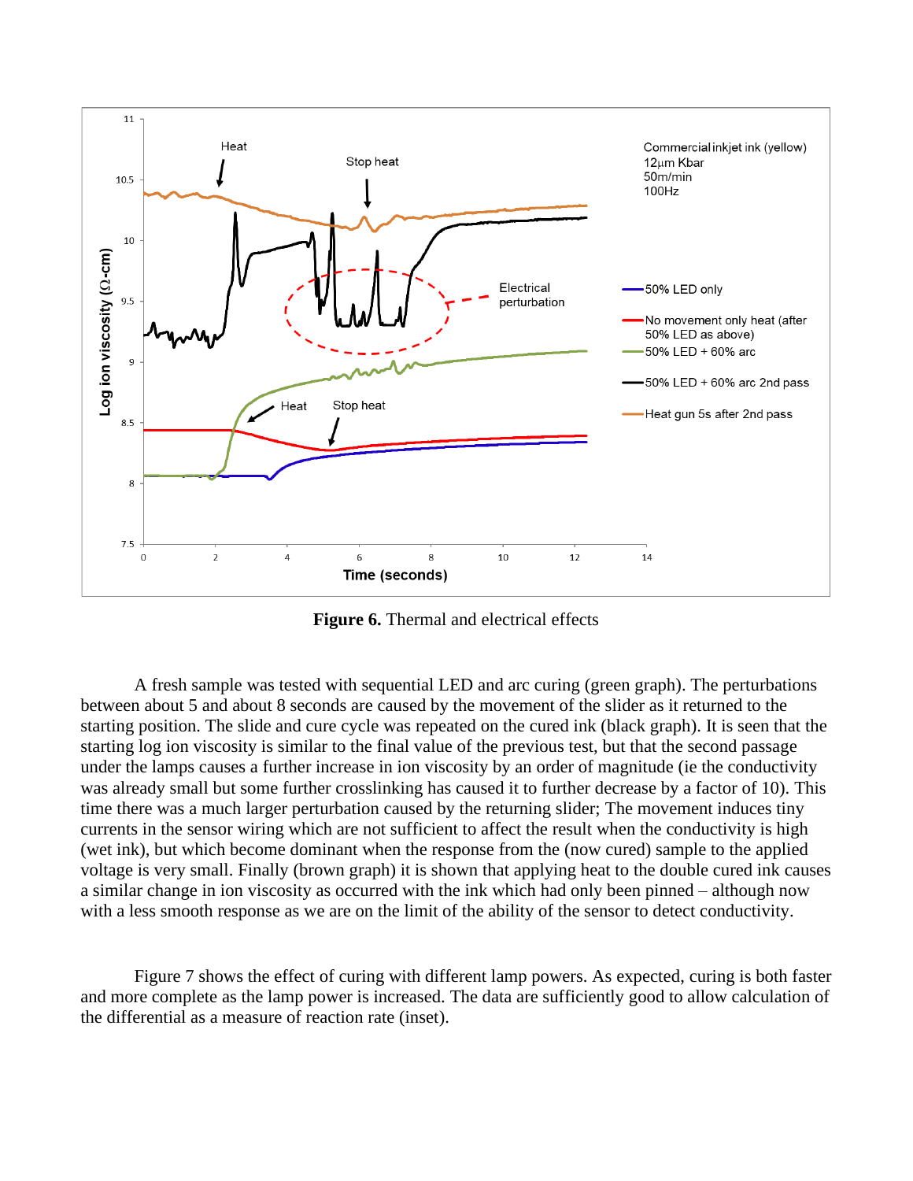**Figure 6.** Thermal and electrical effects

A fresh sample was tested with sequential LED and arc curing (green graph). The perturbations between about 5 and about 8 seconds are caused by the movement of the slider as it returned to the starting position. The slide and cure cycle was repeated on the cured ink (black graph). It is seen that the starting log ion viscosity is similar to the final value of the previous test, but that the second passage under the lamps causes a further increase in ion viscosity by an order of magnitude (ie the conductivity was already small but some further crosslinking has caused it to further decrease by a factor of 10). This time there was a much larger perturbation caused by the returning slider; The movement induces tiny currents in the sensor wiring which are not sufficient to affect the result when the conductivity is high (wet ink), but which become dominant when the response from the (now cured) sample to the applied voltage is very small. Finally (brown graph) it is shown that applying heat to the double cured ink causes a similar change in ion viscosity as occurred with the ink which had only been pinned – although now with a less smooth response as we are on the limit of the ability of the sensor to detect conductivity.

Figure 7 shows the effect of curing with different lamp powers. As expected, curing is both faster and more complete as the lamp power is increased. The data are sufficiently good to allow calculation of the differential as a measure of reaction rate (inset).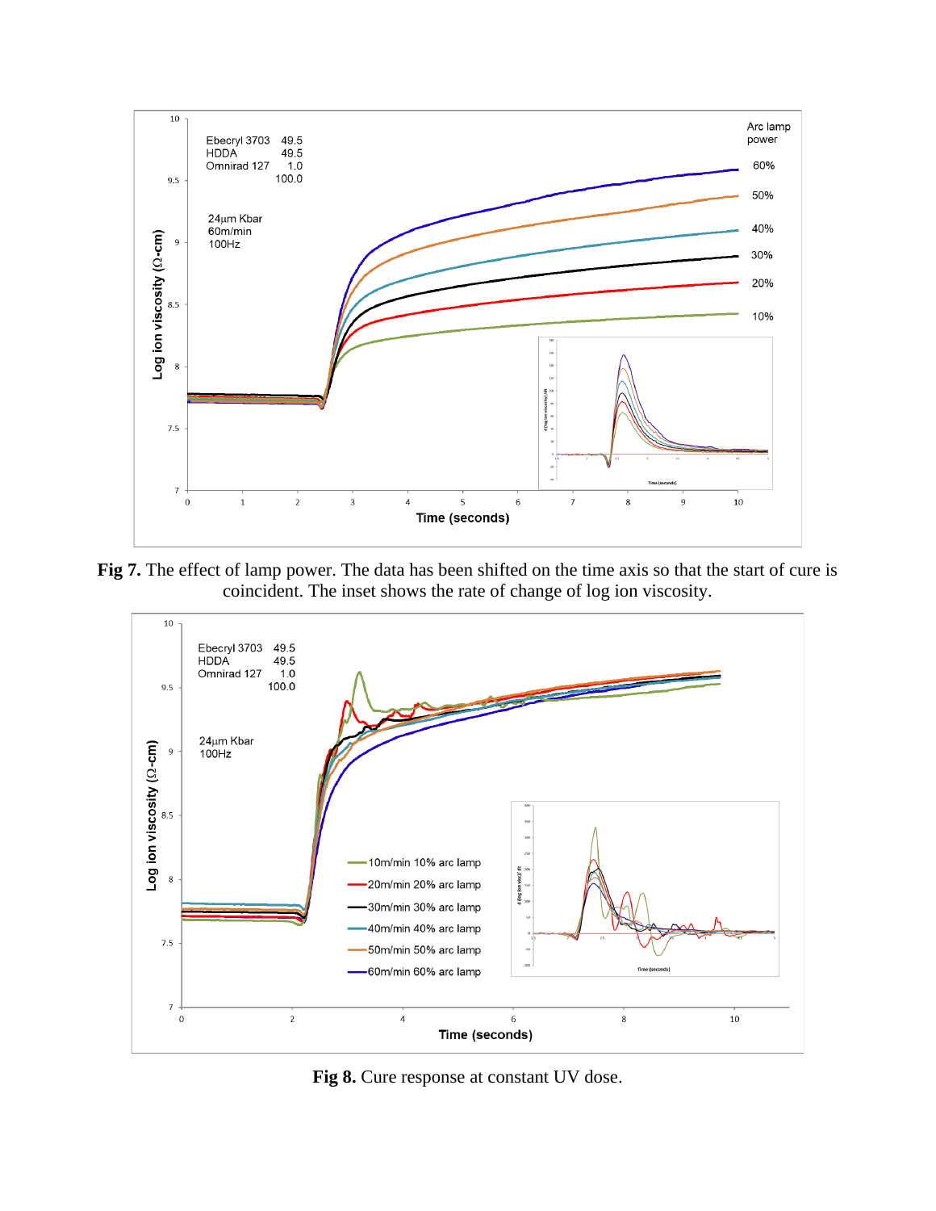**Fig 7.** The effect of lamp power. The data has been shifted on the time axis so that the start of cure is coincident. The inset shows the rate of change of log ion viscosity.

**Fig 8.** Cure response at constant UV dose.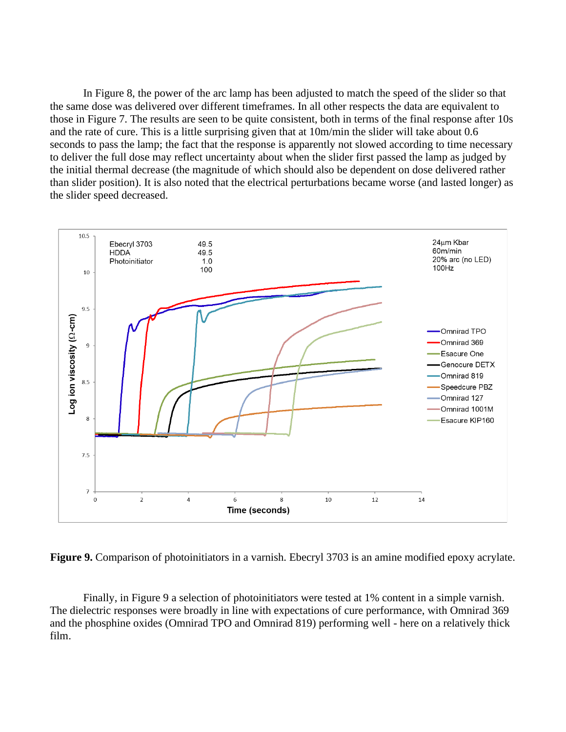In Figure 8, the power of the arc lamp has been adjusted to match the speed of the slider so that the same dose was delivered over different timeframes. In all other respects the data are equivalent to those in Figure 7. The results are seen to be quite consistent, both in terms of the final response after 10s and the rate of cure. This is a little surprising given that at 10m/min the slider will take about 0.6 seconds to pass the lamp; the fact that the response is apparently not slowed according to time necessary to deliver the full dose may reflect uncertainty about when the slider first passed the lamp as judged by the initial thermal decrease (the magnitude of which should also be dependent on dose delivered rather than slider position). It is also noted that the electrical perturbations became worse (and lasted longer) as the slider speed decreased.

**Figure 9.** Comparison of photoinitiators in a varnish. Ebecryl 3703 is an amine modified epoxy acrylate.

Finally, in Figure 9 a selection of photoinitiators were tested at 1% content in a simple varnish. The dielectric responses were broadly in line with expectations of cure performance, with Omnirad 369 and the phosphine oxides (Omnirad TPO and Omnirad 819) performing well - here on a relatively thick film.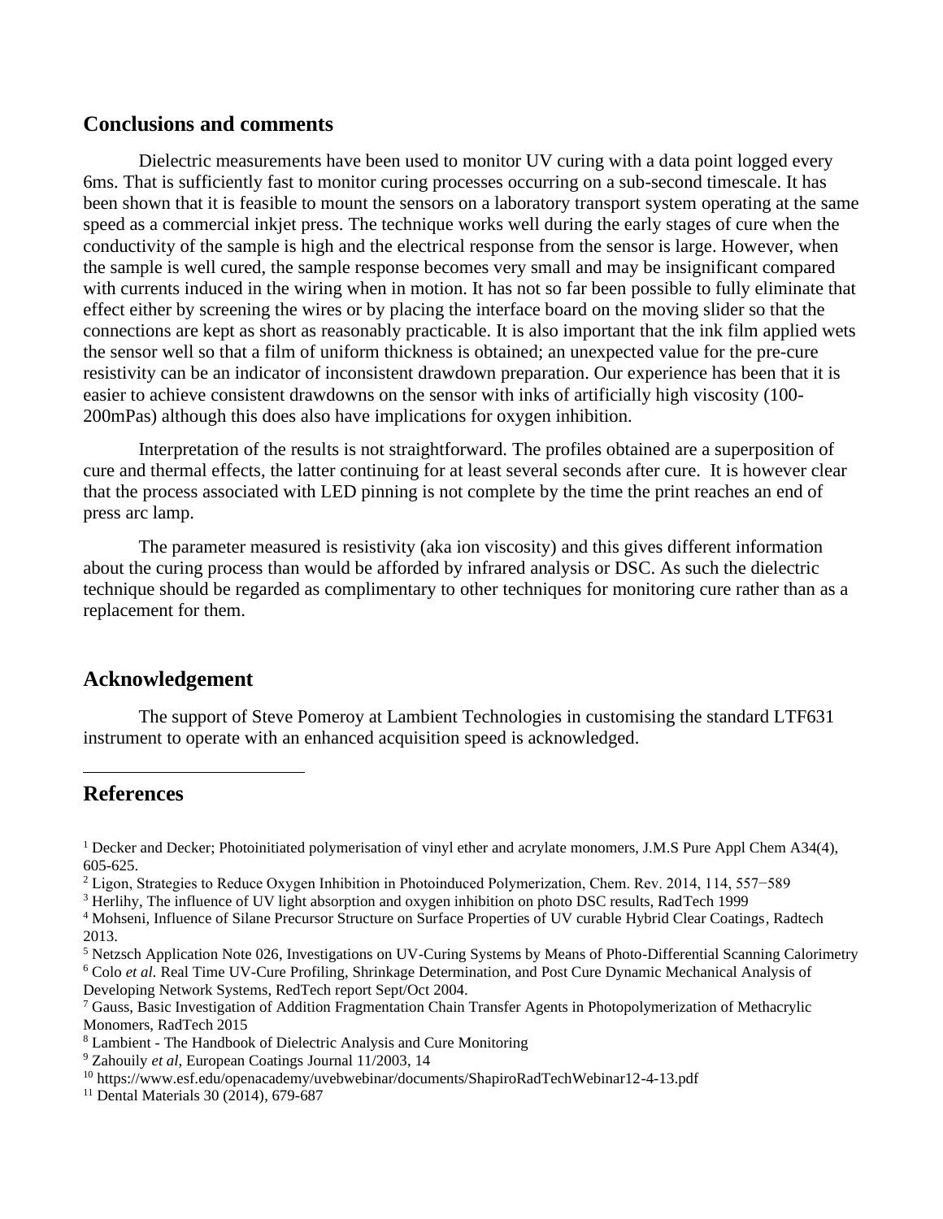## Conclusions and comments

Dielectric measurements have been used to monitor UV curing with a data point logged every 6ms. That is sufficiently fast to monitor curing processes occurring on a sub-second timescale. It has been shown that it is feasible to mount the sensors on a laboratory transport system operating at the same speed as a commercial inkjet press. The technique works well during the early stages of cure when the conductivity of the sample is high and the electrical response from the sensor is large. However, when the sample is well cured, the sample response becomes very small and may be insignificant compared with currents induced in the wiring when in motion. It has not so far been possible to fully eliminate that effect either by screening the wires or by placing the interface board on the moving slider so that the connections are kept as short as reasonably practicable. It is also important that the ink film applied wets the sensor well so that a film of uniform thickness is obtained; an unexpected value for the pre-cure resistivity can be an indicator of inconsistent drawdown preparation. Our experience has been that it is easier to achieve consistent drawdowns on the sensor with inks of artificially high viscosity (100-200mPas) although this does also have implications for oxygen inhibition.

Interpretation of the results is not straightforward. The profiles obtained are a superposition of cure and thermal effects, the latter continuing for at least several seconds after cure. It is however clear that the process associated with LED pinning is not complete by the time the print reaches an end of press arc lamp.

The parameter measured is resistivity (aka ion viscosity) and this gives different information about the curing process than would be afforded by infrared analysis or DSC. As such the dielectric technique should be regarded as complimentary to other techniques for monitoring cure rather than as a replacement for them.

## Acknowledgement

The support of Steve Pomeroy at Lambient Technologies in customising the standard LTF631 instrument to operate with an enhanced acquisition speed is acknowledged.

## References

[1] Decker and Decker; Photoinitiated polymerisation of vinyl ether and acrylate monomers, J.M.S Pure Appl Chem A34(4), 605-625.

[2] Ligon, Strategies to Reduce Oxygen Inhibition in Photoinduced Polymerization, Chem. Rev. 2014, 114, 557−589

[3] Herlihy, The influence of UV light absorption and oxygen inhibition on photo DSC results, RadTech 1999

[4] Mohseni, Influence of Silane Precursor Structure on Surface Properties of UV curable Hybrid Clear Coatings, Radtech 2013.

[5] Netzsch Application Note 026, Investigations on UV-Curing Systems by Means of Photo-Differential Scanning Calorimetry

[6] Colo *et al.* Real Time UV-Cure Profiling, Shrinkage Determination, and Post Cure Dynamic Mechanical Analysis of Developing Network Systems, RedTech report Sept/Oct 2004.

[7] Gauss, Basic Investigation of Addition Fragmentation Chain Transfer Agents in Photopolymerization of Methacrylic Monomers, RadTech 2015

[8] Lambient - The Handbook of Dielectric Analysis and Cure Monitoring

[9] Zahouily *et al*, European Coatings Journal 11/2003, 14

[10] https://www.esf.edu/openacademy/uvebwebinar/documents/ShapiroRadTechWebinar12-4-13.pdf

[11] Dental Materials 30 (2014), 679-687